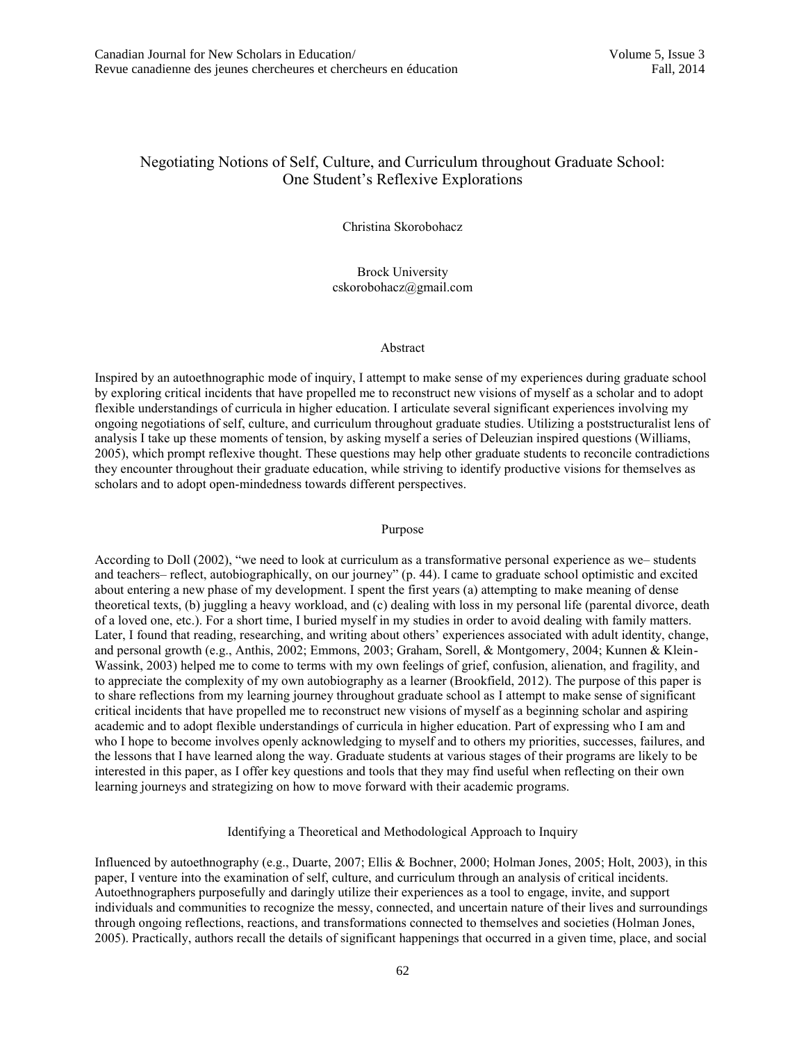# Negotiating Notions of Self, Culture, and Curriculum throughout Graduate School: One Student's Reflexive Explorations

Christina Skorobohacz

Brock University
cskorobohacz@gmail.com

## Abstract

Inspired by an autoethnographic mode of inquiry, I attempt to make sense of my experiences during graduate school by exploring critical incidents that have propelled me to reconstruct new visions of myself as a scholar and to adopt flexible understandings of curricula in higher education. I articulate several significant experiences involving my ongoing negotiations of self, culture, and curriculum throughout graduate studies. Utilizing a poststructuralist lens of analysis I take up these moments of tension, by asking myself a series of Deleuzian inspired questions (Williams, 2005), which prompt reflexive thought. These questions may help other graduate students to reconcile contradictions they encounter throughout their graduate education, while striving to identify productive visions for themselves as scholars and to adopt open-mindedness towards different perspectives.

## Purpose

According to Doll (2002), "we need to look at curriculum as a transformative personal experience as we– students and teachers– reflect, autobiographically, on our journey" (p. 44). I came to graduate school optimistic and excited about entering a new phase of my development. I spent the first years (a) attempting to make meaning of dense theoretical texts, (b) juggling a heavy workload, and (c) dealing with loss in my personal life (parental divorce, death of a loved one, etc.). For a short time, I buried myself in my studies in order to avoid dealing with family matters. Later, I found that reading, researching, and writing about others' experiences associated with adult identity, change, and personal growth (e.g., Anthis, 2002; Emmons, 2003; Graham, Sorell, & Montgomery, 2004; Kunnen & Klein-Wassink, 2003) helped me to come to terms with my own feelings of grief, confusion, alienation, and fragility, and to appreciate the complexity of my own autobiography as a learner (Brookfield, 2012). The purpose of this paper is to share reflections from my learning journey throughout graduate school as I attempt to make sense of significant critical incidents that have propelled me to reconstruct new visions of myself as a beginning scholar and aspiring academic and to adopt flexible understandings of curricula in higher education. Part of expressing who I am and who I hope to become involves openly acknowledging to myself and to others my priorities, successes, failures, and the lessons that I have learned along the way. Graduate students at various stages of their programs are likely to be interested in this paper, as I offer key questions and tools that they may find useful when reflecting on their own learning journeys and strategizing on how to move forward with their academic programs.

## Identifying a Theoretical and Methodological Approach to Inquiry

Influenced by autoethnography (e.g., Duarte, 2007; Ellis & Bochner, 2000; Holman Jones, 2005; Holt, 2003), in this paper, I venture into the examination of self, culture, and curriculum through an analysis of critical incidents. Autoethnographers purposefully and daringly utilize their experiences as a tool to engage, invite, and support individuals and communities to recognize the messy, connected, and uncertain nature of their lives and surroundings through ongoing reflections, reactions, and transformations connected to themselves and societies (Holman Jones, 2005). Practically, authors recall the details of significant happenings that occurred in a given time, place, and social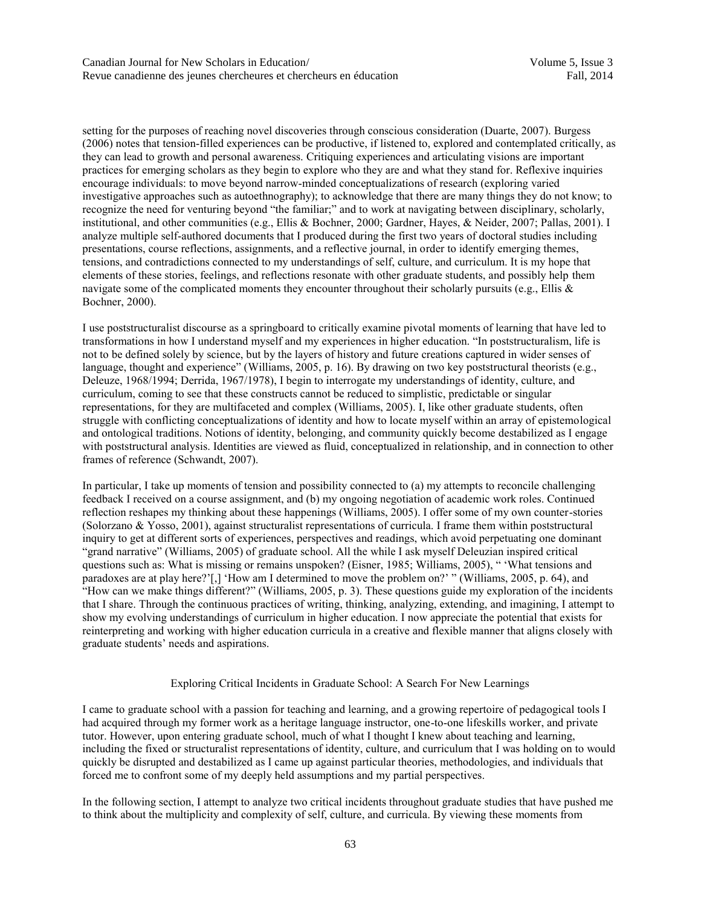setting for the purposes of reaching novel discoveries through conscious consideration (Duarte, 2007). Burgess (2006) notes that tension-filled experiences can be productive, if listened to, explored and contemplated critically, as they can lead to growth and personal awareness. Critiquing experiences and articulating visions are important practices for emerging scholars as they begin to explore who they are and what they stand for. Reflexive inquiries encourage individuals: to move beyond narrow-minded conceptualizations of research (exploring varied investigative approaches such as autoethnography); to acknowledge that there are many things they do not know; to recognize the need for venturing beyond "the familiar;" and to work at navigating between disciplinary, scholarly, institutional, and other communities (e.g., Ellis & Bochner, 2000; Gardner, Hayes, & Neider, 2007; Pallas, 2001). I analyze multiple self-authored documents that I produced during the first two years of doctoral studies including presentations, course reflections, assignments, and a reflective journal, in order to identify emerging themes, tensions, and contradictions connected to my understandings of self, culture, and curriculum. It is my hope that elements of these stories, feelings, and reflections resonate with other graduate students, and possibly help them navigate some of the complicated moments they encounter throughout their scholarly pursuits (e.g., Ellis & Bochner, 2000).

I use poststructuralist discourse as a springboard to critically examine pivotal moments of learning that have led to transformations in how I understand myself and my experiences in higher education. "In poststructuralism, life is not to be defined solely by science, but by the layers of history and future creations captured in wider senses of language, thought and experience" (Williams, 2005, p. 16). By drawing on two key poststructural theorists (e.g., Deleuze, 1968/1994; Derrida, 1967/1978), I begin to interrogate my understandings of identity, culture, and curriculum, coming to see that these constructs cannot be reduced to simplistic, predictable or singular representations, for they are multifaceted and complex (Williams, 2005). I, like other graduate students, often struggle with conflicting conceptualizations of identity and how to locate myself within an array of epistemological and ontological traditions. Notions of identity, belonging, and community quickly become destabilized as I engage with poststructural analysis. Identities are viewed as fluid, conceptualized in relationship, and in connection to other frames of reference (Schwandt, 2007).

In particular, I take up moments of tension and possibility connected to (a) my attempts to reconcile challenging feedback I received on a course assignment, and (b) my ongoing negotiation of academic work roles. Continued reflection reshapes my thinking about these happenings (Williams, 2005). I offer some of my own counter-stories (Solorzano & Yosso, 2001), against structuralist representations of curricula. I frame them within poststructural inquiry to get at different sorts of experiences, perspectives and readings, which avoid perpetuating one dominant "grand narrative" (Williams, 2005) of graduate school. All the while I ask myself Deleuzian inspired critical questions such as: What is missing or remains unspoken? (Eisner, 1985; Williams, 2005), " 'What tensions and paradoxes are at play here?'[,] 'How am I determined to move the problem on?' " (Williams, 2005, p. 64), and "How can we make things different?" (Williams, 2005, p. 3). These questions guide my exploration of the incidents that I share. Through the continuous practices of writing, thinking, analyzing, extending, and imagining, I attempt to show my evolving understandings of curriculum in higher education. I now appreciate the potential that exists for reinterpreting and working with higher education curricula in a creative and flexible manner that aligns closely with graduate students' needs and aspirations.

## Exploring Critical Incidents in Graduate School: A Search For New Learnings

I came to graduate school with a passion for teaching and learning, and a growing repertoire of pedagogical tools I had acquired through my former work as a heritage language instructor, one-to-one lifeskills worker, and private tutor. However, upon entering graduate school, much of what I thought I knew about teaching and learning, including the fixed or structuralist representations of identity, culture, and curriculum that I was holding on to would quickly be disrupted and destabilized as I came up against particular theories, methodologies, and individuals that forced me to confront some of my deeply held assumptions and my partial perspectives.

In the following section, I attempt to analyze two critical incidents throughout graduate studies that have pushed me to think about the multiplicity and complexity of self, culture, and curricula. By viewing these moments from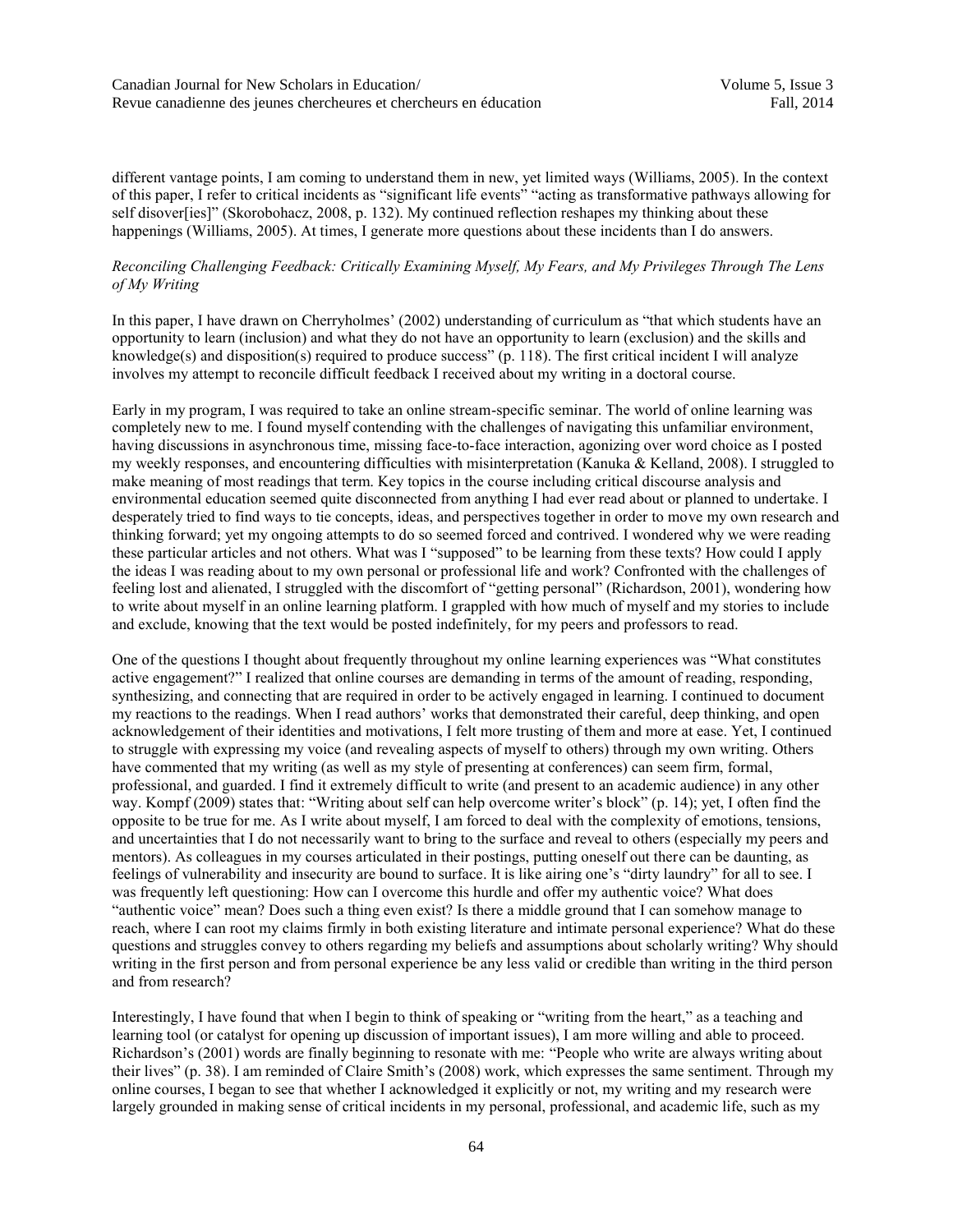different vantage points, I am coming to understand them in new, yet limited ways (Williams, 2005). In the context of this paper, I refer to critical incidents as "significant life events" "acting as transformative pathways allowing for self disover[ies]" (Skorobohacz, 2008, p. 132). My continued reflection reshapes my thinking about these happenings (Williams, 2005). At times, I generate more questions about these incidents than I do answers.

*Reconciling Challenging Feedback: Critically Examining Myself, My Fears, and My Privileges Through The Lens of My Writing*

In this paper, I have drawn on Cherryholmes' (2002) understanding of curriculum as "that which students have an opportunity to learn (inclusion) and what they do not have an opportunity to learn (exclusion) and the skills and knowledge(s) and disposition(s) required to produce success" (p. 118). The first critical incident I will analyze involves my attempt to reconcile difficult feedback I received about my writing in a doctoral course.

Early in my program, I was required to take an online stream-specific seminar. The world of online learning was completely new to me. I found myself contending with the challenges of navigating this unfamiliar environment, having discussions in asynchronous time, missing face-to-face interaction, agonizing over word choice as I posted my weekly responses, and encountering difficulties with misinterpretation (Kanuka & Kelland, 2008). I struggled to make meaning of most readings that term. Key topics in the course including critical discourse analysis and environmental education seemed quite disconnected from anything I had ever read about or planned to undertake. I desperately tried to find ways to tie concepts, ideas, and perspectives together in order to move my own research and thinking forward; yet my ongoing attempts to do so seemed forced and contrived. I wondered why we were reading these particular articles and not others. What was I "supposed" to be learning from these texts? How could I apply the ideas I was reading about to my own personal or professional life and work? Confronted with the challenges of feeling lost and alienated, I struggled with the discomfort of "getting personal" (Richardson, 2001), wondering how to write about myself in an online learning platform. I grappled with how much of myself and my stories to include and exclude, knowing that the text would be posted indefinitely, for my peers and professors to read.

One of the questions I thought about frequently throughout my online learning experiences was "What constitutes active engagement?" I realized that online courses are demanding in terms of the amount of reading, responding, synthesizing, and connecting that are required in order to be actively engaged in learning. I continued to document my reactions to the readings. When I read authors' works that demonstrated their careful, deep thinking, and open acknowledgement of their identities and motivations, I felt more trusting of them and more at ease. Yet, I continued to struggle with expressing my voice (and revealing aspects of myself to others) through my own writing. Others have commented that my writing (as well as my style of presenting at conferences) can seem firm, formal, professional, and guarded. I find it extremely difficult to write (and present to an academic audience) in any other way. Kompf (2009) states that: "Writing about self can help overcome writer's block" (p. 14); yet, I often find the opposite to be true for me. As I write about myself, I am forced to deal with the complexity of emotions, tensions, and uncertainties that I do not necessarily want to bring to the surface and reveal to others (especially my peers and mentors). As colleagues in my courses articulated in their postings, putting oneself out there can be daunting, as feelings of vulnerability and insecurity are bound to surface. It is like airing one's "dirty laundry" for all to see. I was frequently left questioning: How can I overcome this hurdle and offer my authentic voice? What does "authentic voice" mean? Does such a thing even exist? Is there a middle ground that I can somehow manage to reach, where I can root my claims firmly in both existing literature and intimate personal experience? What do these questions and struggles convey to others regarding my beliefs and assumptions about scholarly writing? Why should writing in the first person and from personal experience be any less valid or credible than writing in the third person and from research?

Interestingly, I have found that when I begin to think of speaking or "writing from the heart," as a teaching and learning tool (or catalyst for opening up discussion of important issues), I am more willing and able to proceed. Richardson's (2001) words are finally beginning to resonate with me: "People who write are always writing about their lives" (p. 38). I am reminded of Claire Smith's (2008) work, which expresses the same sentiment. Through my online courses, I began to see that whether I acknowledged it explicitly or not, my writing and my research were largely grounded in making sense of critical incidents in my personal, professional, and academic life, such as my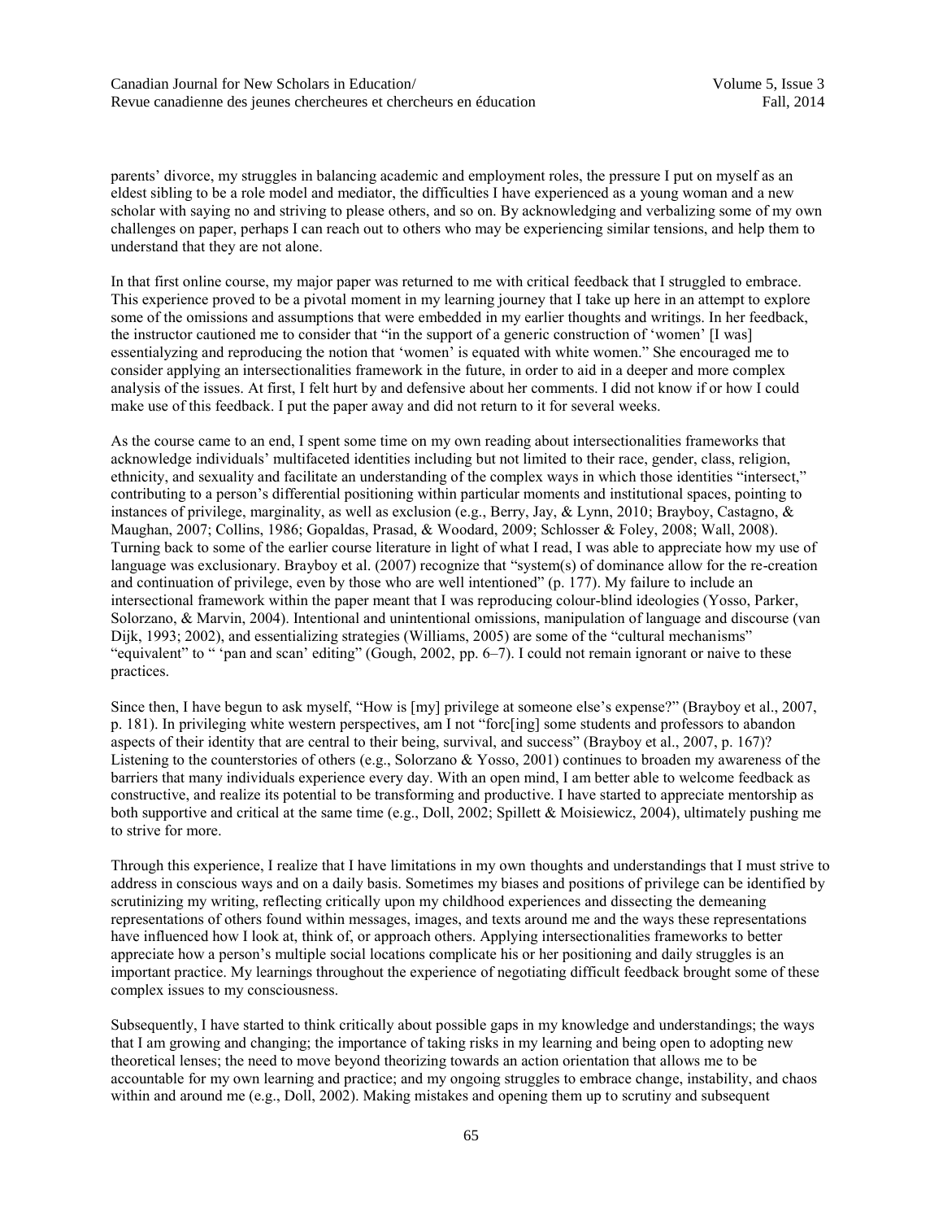parents' divorce, my struggles in balancing academic and employment roles, the pressure I put on myself as an eldest sibling to be a role model and mediator, the difficulties I have experienced as a young woman and a new scholar with saying no and striving to please others, and so on. By acknowledging and verbalizing some of my own challenges on paper, perhaps I can reach out to others who may be experiencing similar tensions, and help them to understand that they are not alone.

In that first online course, my major paper was returned to me with critical feedback that I struggled to embrace. This experience proved to be a pivotal moment in my learning journey that I take up here in an attempt to explore some of the omissions and assumptions that were embedded in my earlier thoughts and writings. In her feedback, the instructor cautioned me to consider that "in the support of a generic construction of 'women' [I was] essentialyzing and reproducing the notion that 'women' is equated with white women." She encouraged me to consider applying an intersectionalities framework in the future, in order to aid in a deeper and more complex analysis of the issues. At first, I felt hurt by and defensive about her comments. I did not know if or how I could make use of this feedback. I put the paper away and did not return to it for several weeks.

As the course came to an end, I spent some time on my own reading about intersectionalities frameworks that acknowledge individuals' multifaceted identities including but not limited to their race, gender, class, religion, ethnicity, and sexuality and facilitate an understanding of the complex ways in which those identities "intersect," contributing to a person's differential positioning within particular moments and institutional spaces, pointing to instances of privilege, marginality, as well as exclusion (e.g., Berry, Jay, & Lynn, 2010; Brayboy, Castagno, & Maughan, 2007; Collins, 1986; Gopaldas, Prasad, & Woodard, 2009; Schlosser & Foley, 2008; Wall, 2008). Turning back to some of the earlier course literature in light of what I read, I was able to appreciate how my use of language was exclusionary. Brayboy et al. (2007) recognize that "system(s) of dominance allow for the re-creation and continuation of privilege, even by those who are well intentioned" (p. 177). My failure to include an intersectional framework within the paper meant that I was reproducing colour-blind ideologies (Yosso, Parker, Solorzano, & Marvin, 2004). Intentional and unintentional omissions, manipulation of language and discourse (van Dijk, 1993; 2002), and essentializing strategies (Williams, 2005) are some of the "cultural mechanisms" "equivalent" to " 'pan and scan' editing" (Gough, 2002, pp. 6–7). I could not remain ignorant or naive to these practices.

Since then, I have begun to ask myself, "How is [my] privilege at someone else's expense?" (Brayboy et al., 2007, p. 181). In privileging white western perspectives, am I not "forc[ing] some students and professors to abandon aspects of their identity that are central to their being, survival, and success" (Brayboy et al., 2007, p. 167)? Listening to the counterstories of others (e.g., Solorzano & Yosso, 2001) continues to broaden my awareness of the barriers that many individuals experience every day. With an open mind, I am better able to welcome feedback as constructive, and realize its potential to be transforming and productive. I have started to appreciate mentorship as both supportive and critical at the same time (e.g., Doll, 2002; Spillett & Moisiewicz, 2004), ultimately pushing me to strive for more.

Through this experience, I realize that I have limitations in my own thoughts and understandings that I must strive to address in conscious ways and on a daily basis. Sometimes my biases and positions of privilege can be identified by scrutinizing my writing, reflecting critically upon my childhood experiences and dissecting the demeaning representations of others found within messages, images, and texts around me and the ways these representations have influenced how I look at, think of, or approach others. Applying intersectionalities frameworks to better appreciate how a person's multiple social locations complicate his or her positioning and daily struggles is an important practice. My learnings throughout the experience of negotiating difficult feedback brought some of these complex issues to my consciousness.

Subsequently, I have started to think critically about possible gaps in my knowledge and understandings; the ways that I am growing and changing; the importance of taking risks in my learning and being open to adopting new theoretical lenses; the need to move beyond theorizing towards an action orientation that allows me to be accountable for my own learning and practice; and my ongoing struggles to embrace change, instability, and chaos within and around me (e.g., Doll, 2002). Making mistakes and opening them up to scrutiny and subsequent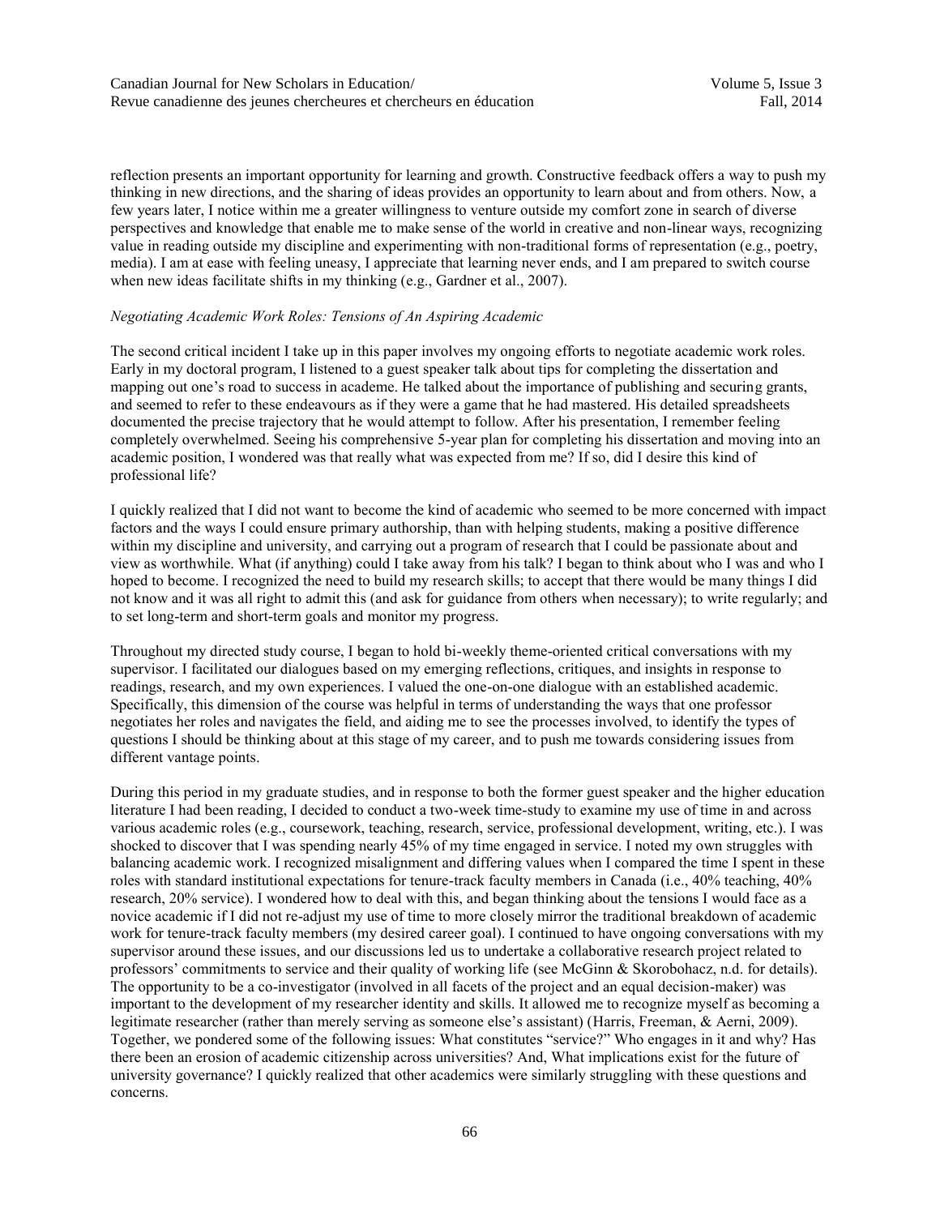reflection presents an important opportunity for learning and growth. Constructive feedback offers a way to push my thinking in new directions, and the sharing of ideas provides an opportunity to learn about and from others. Now, a few years later, I notice within me a greater willingness to venture outside my comfort zone in search of diverse perspectives and knowledge that enable me to make sense of the world in creative and non-linear ways, recognizing value in reading outside my discipline and experimenting with non-traditional forms of representation (e.g., poetry, media). I am at ease with feeling uneasy, I appreciate that learning never ends, and I am prepared to switch course when new ideas facilitate shifts in my thinking (e.g., Gardner et al., 2007).

*Negotiating Academic Work Roles: Tensions of An Aspiring Academic*

The second critical incident I take up in this paper involves my ongoing efforts to negotiate academic work roles. Early in my doctoral program, I listened to a guest speaker talk about tips for completing the dissertation and mapping out one's road to success in academe. He talked about the importance of publishing and securing grants, and seemed to refer to these endeavours as if they were a game that he had mastered. His detailed spreadsheets documented the precise trajectory that he would attempt to follow. After his presentation, I remember feeling completely overwhelmed. Seeing his comprehensive 5-year plan for completing his dissertation and moving into an academic position, I wondered was that really what was expected from me? If so, did I desire this kind of professional life?

I quickly realized that I did not want to become the kind of academic who seemed to be more concerned with impact factors and the ways I could ensure primary authorship, than with helping students, making a positive difference within my discipline and university, and carrying out a program of research that I could be passionate about and view as worthwhile. What (if anything) could I take away from his talk? I began to think about who I was and who I hoped to become. I recognized the need to build my research skills; to accept that there would be many things I did not know and it was all right to admit this (and ask for guidance from others when necessary); to write regularly; and to set long-term and short-term goals and monitor my progress.

Throughout my directed study course, I began to hold bi-weekly theme-oriented critical conversations with my supervisor. I facilitated our dialogues based on my emerging reflections, critiques, and insights in response to readings, research, and my own experiences. I valued the one-on-one dialogue with an established academic. Specifically, this dimension of the course was helpful in terms of understanding the ways that one professor negotiates her roles and navigates the field, and aiding me to see the processes involved, to identify the types of questions I should be thinking about at this stage of my career, and to push me towards considering issues from different vantage points.

During this period in my graduate studies, and in response to both the former guest speaker and the higher education literature I had been reading, I decided to conduct a two-week time-study to examine my use of time in and across various academic roles (e.g., coursework, teaching, research, service, professional development, writing, etc.). I was shocked to discover that I was spending nearly 45% of my time engaged in service. I noted my own struggles with balancing academic work. I recognized misalignment and differing values when I compared the time I spent in these roles with standard institutional expectations for tenure-track faculty members in Canada (i.e., 40% teaching, 40% research, 20% service). I wondered how to deal with this, and began thinking about the tensions I would face as a novice academic if I did not re-adjust my use of time to more closely mirror the traditional breakdown of academic work for tenure-track faculty members (my desired career goal). I continued to have ongoing conversations with my supervisor around these issues, and our discussions led us to undertake a collaborative research project related to professors' commitments to service and their quality of working life (see McGinn & Skorobohacz, n.d. for details). The opportunity to be a co-investigator (involved in all facets of the project and an equal decision-maker) was important to the development of my researcher identity and skills. It allowed me to recognize myself as becoming a legitimate researcher (rather than merely serving as someone else's assistant) (Harris, Freeman, & Aerni, 2009). Together, we pondered some of the following issues: What constitutes "service?" Who engages in it and why? Has there been an erosion of academic citizenship across universities? And, What implications exist for the future of university governance? I quickly realized that other academics were similarly struggling with these questions and concerns.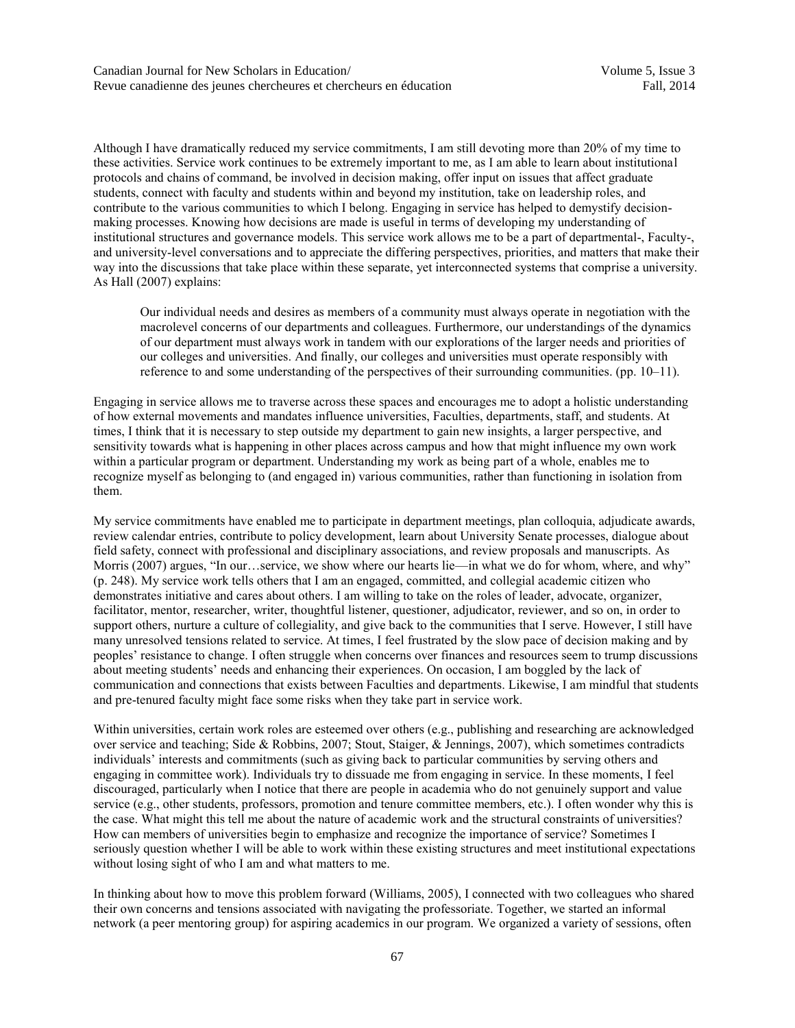Although I have dramatically reduced my service commitments, I am still devoting more than 20% of my time to these activities. Service work continues to be extremely important to me, as I am able to learn about institutional protocols and chains of command, be involved in decision making, offer input on issues that affect graduate students, connect with faculty and students within and beyond my institution, take on leadership roles, and contribute to the various communities to which I belong. Engaging in service has helped to demystify decision-making processes. Knowing how decisions are made is useful in terms of developing my understanding of institutional structures and governance models. This service work allows me to be a part of departmental-, Faculty-, and university-level conversations and to appreciate the differing perspectives, priorities, and matters that make their way into the discussions that take place within these separate, yet interconnected systems that comprise a university. As Hall (2007) explains:

> Our individual needs and desires as members of a community must always operate in negotiation with the macrolevel concerns of our departments and colleagues. Furthermore, our understandings of the dynamics of our department must always work in tandem with our explorations of the larger needs and priorities of our colleges and universities. And finally, our colleges and universities must operate responsibly with reference to and some understanding of the perspectives of their surrounding communities. (pp. 10–11).

Engaging in service allows me to traverse across these spaces and encourages me to adopt a holistic understanding of how external movements and mandates influence universities, Faculties, departments, staff, and students. At times, I think that it is necessary to step outside my department to gain new insights, a larger perspective, and sensitivity towards what is happening in other places across campus and how that might influence my own work within a particular program or department. Understanding my work as being part of a whole, enables me to recognize myself as belonging to (and engaged in) various communities, rather than functioning in isolation from them.

My service commitments have enabled me to participate in department meetings, plan colloquia, adjudicate awards, review calendar entries, contribute to policy development, learn about University Senate processes, dialogue about field safety, connect with professional and disciplinary associations, and review proposals and manuscripts. As Morris (2007) argues, "In our…service, we show where our hearts lie—in what we do for whom, where, and why" (p. 248). My service work tells others that I am an engaged, committed, and collegial academic citizen who demonstrates initiative and cares about others. I am willing to take on the roles of leader, advocate, organizer, facilitator, mentor, researcher, writer, thoughtful listener, questioner, adjudicator, reviewer, and so on, in order to support others, nurture a culture of collegiality, and give back to the communities that I serve. However, I still have many unresolved tensions related to service. At times, I feel frustrated by the slow pace of decision making and by peoples' resistance to change. I often struggle when concerns over finances and resources seem to trump discussions about meeting students' needs and enhancing their experiences. On occasion, I am boggled by the lack of communication and connections that exists between Faculties and departments. Likewise, I am mindful that students and pre-tenured faculty might face some risks when they take part in service work.

Within universities, certain work roles are esteemed over others (e.g., publishing and researching are acknowledged over service and teaching; Side & Robbins, 2007; Stout, Staiger, & Jennings, 2007), which sometimes contradicts individuals' interests and commitments (such as giving back to particular communities by serving others and engaging in committee work). Individuals try to dissuade me from engaging in service. In these moments, I feel discouraged, particularly when I notice that there are people in academia who do not genuinely support and value service (e.g., other students, professors, promotion and tenure committee members, etc.). I often wonder why this is the case. What might this tell me about the nature of academic work and the structural constraints of universities? How can members of universities begin to emphasize and recognize the importance of service? Sometimes I seriously question whether I will be able to work within these existing structures and meet institutional expectations without losing sight of who I am and what matters to me.

In thinking about how to move this problem forward (Williams, 2005), I connected with two colleagues who shared their own concerns and tensions associated with navigating the professoriate. Together, we started an informal network (a peer mentoring group) for aspiring academics in our program. We organized a variety of sessions, often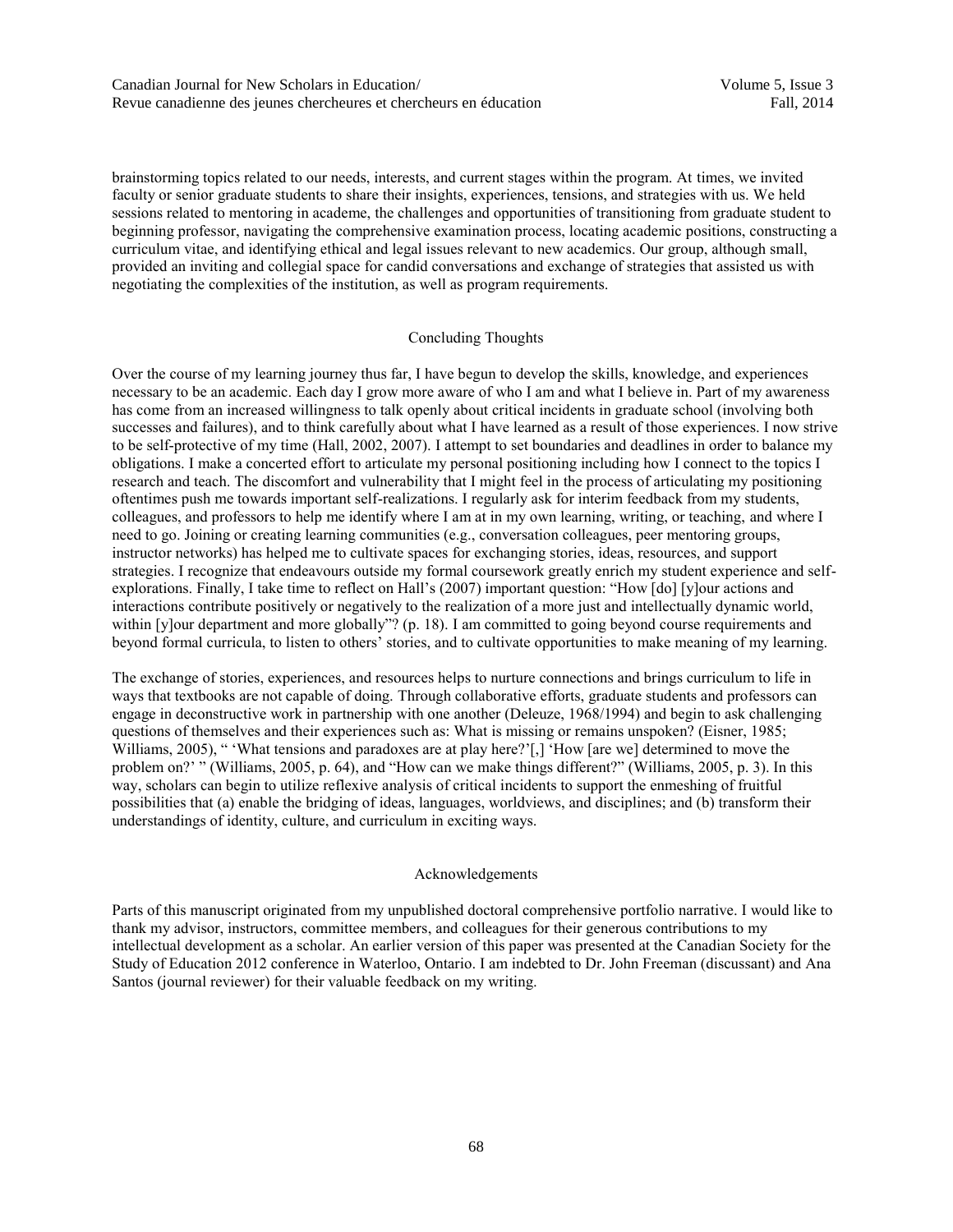brainstorming topics related to our needs, interests, and current stages within the program. At times, we invited faculty or senior graduate students to share their insights, experiences, tensions, and strategies with us. We held sessions related to mentoring in academe, the challenges and opportunities of transitioning from graduate student to beginning professor, navigating the comprehensive examination process, locating academic positions, constructing a curriculum vitae, and identifying ethical and legal issues relevant to new academics. Our group, although small, provided an inviting and collegial space for candid conversations and exchange of strategies that assisted us with negotiating the complexities of the institution, as well as program requirements.

## Concluding Thoughts

Over the course of my learning journey thus far, I have begun to develop the skills, knowledge, and experiences necessary to be an academic. Each day I grow more aware of who I am and what I believe in. Part of my awareness has come from an increased willingness to talk openly about critical incidents in graduate school (involving both successes and failures), and to think carefully about what I have learned as a result of those experiences. I now strive to be self-protective of my time (Hall, 2002, 2007). I attempt to set boundaries and deadlines in order to balance my obligations. I make a concerted effort to articulate my personal positioning including how I connect to the topics I research and teach. The discomfort and vulnerability that I might feel in the process of articulating my positioning oftentimes push me towards important self-realizations. I regularly ask for interim feedback from my students, colleagues, and professors to help me identify where I am at in my own learning, writing, or teaching, and where I need to go. Joining or creating learning communities (e.g., conversation colleagues, peer mentoring groups, instructor networks) has helped me to cultivate spaces for exchanging stories, ideas, resources, and support strategies. I recognize that endeavours outside my formal coursework greatly enrich my student experience and self-explorations. Finally, I take time to reflect on Hall's (2007) important question: "How [do] [y]our actions and interactions contribute positively or negatively to the realization of a more just and intellectually dynamic world, within [y]our department and more globally"? (p. 18). I am committed to going beyond course requirements and beyond formal curricula, to listen to others' stories, and to cultivate opportunities to make meaning of my learning.

The exchange of stories, experiences, and resources helps to nurture connections and brings curriculum to life in ways that textbooks are not capable of doing. Through collaborative efforts, graduate students and professors can engage in deconstructive work in partnership with one another (Deleuze, 1968/1994) and begin to ask challenging questions of themselves and their experiences such as: What is missing or remains unspoken? (Eisner, 1985; Williams, 2005), " 'What tensions and paradoxes are at play here?'[,] 'How [are we] determined to move the problem on?' " (Williams, 2005, p. 64), and "How can we make things different?" (Williams, 2005, p. 3). In this way, scholars can begin to utilize reflexive analysis of critical incidents to support the enmeshing of fruitful possibilities that (a) enable the bridging of ideas, languages, worldviews, and disciplines; and (b) transform their understandings of identity, culture, and curriculum in exciting ways.

## Acknowledgements

Parts of this manuscript originated from my unpublished doctoral comprehensive portfolio narrative. I would like to thank my advisor, instructors, committee members, and colleagues for their generous contributions to my intellectual development as a scholar. An earlier version of this paper was presented at the Canadian Society for the Study of Education 2012 conference in Waterloo, Ontario. I am indebted to Dr. John Freeman (discussant) and Ana Santos (journal reviewer) for their valuable feedback on my writing.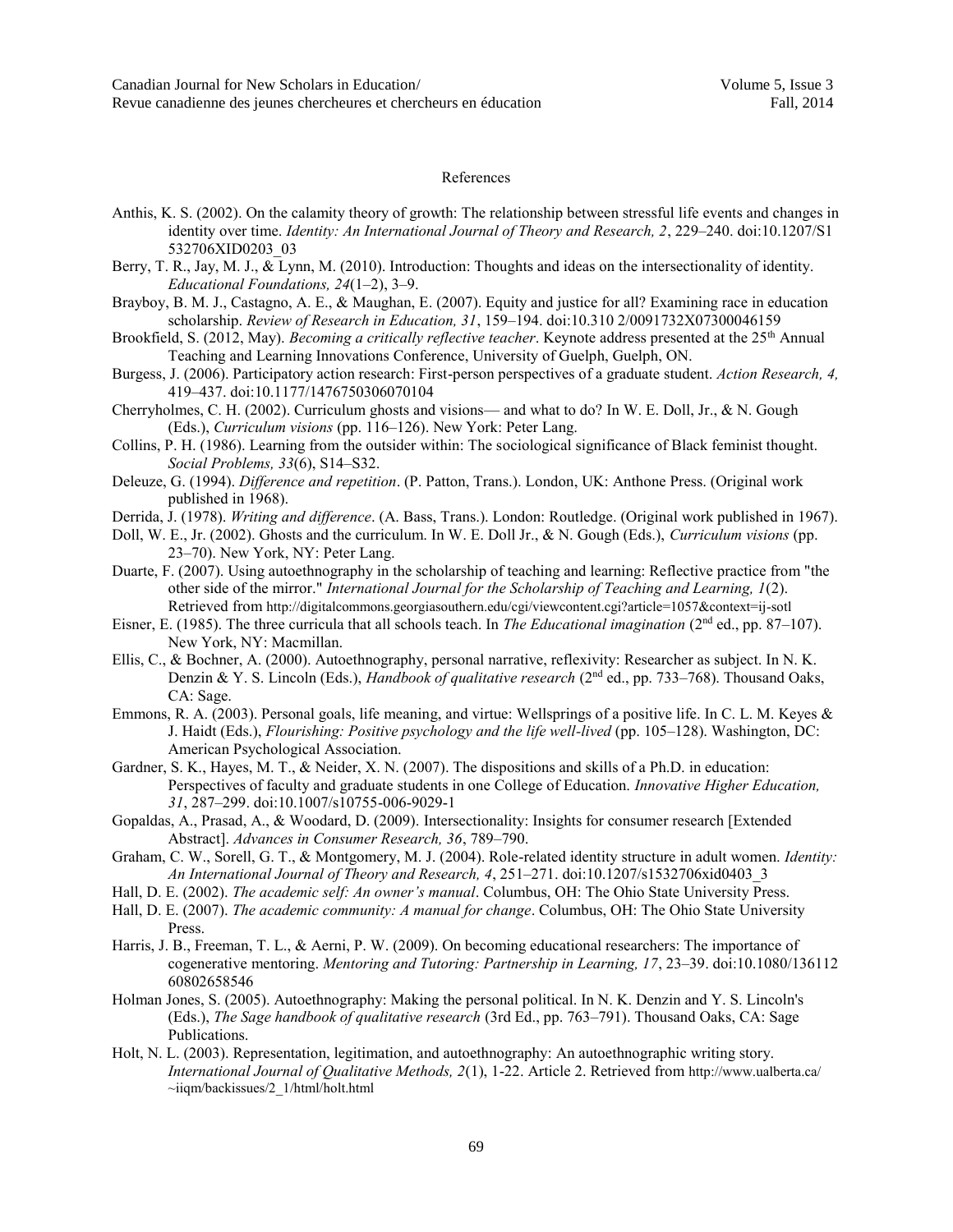# References

Anthis, K. S. (2002). On the calamity theory of growth: The relationship between stressful life events and changes in identity over time. *Identity: An International Journal of Theory and Research, 2*, 229–240. doi:10.1207/S1532706XID0203_03

Berry, T. R., Jay, M. J., & Lynn, M. (2010). Introduction: Thoughts and ideas on the intersectionality of identity. *Educational Foundations, 24*(1–2), 3–9.

Brayboy, B. M. J., Castagno, A. E., & Maughan, E. (2007). Equity and justice for all? Examining race in education scholarship. *Review of Research in Education, 31*, 159–194. doi:10.310 2/0091732X07300046159

Brookfield, S. (2012, May). *Becoming a critically reflective teacher*. Keynote address presented at the 25th Annual Teaching and Learning Innovations Conference, University of Guelph, Guelph, ON.

Burgess, J. (2006). Participatory action research: First-person perspectives of a graduate student. *Action Research, 4,* 419–437. doi:10.1177/1476750306070104

Cherryholmes, C. H. (2002). Curriculum ghosts and visions— and what to do? In W. E. Doll, Jr., & N. Gough (Eds.), *Curriculum visions* (pp. 116–126). New York: Peter Lang.

Collins, P. H. (1986). Learning from the outsider within: The sociological significance of Black feminist thought. *Social Problems, 33*(6), S14–S32.

Deleuze, G. (1994). *Difference and repetition*. (P. Patton, Trans.). London, UK: Anthone Press. (Original work published in 1968).

Derrida, J. (1978). *Writing and difference*. (A. Bass, Trans.). London: Routledge. (Original work published in 1967).

Doll, W. E., Jr. (2002). Ghosts and the curriculum. In W. E. Doll Jr., & N. Gough (Eds.), *Curriculum visions* (pp. 23–70). New York, NY: Peter Lang.

Duarte, F. (2007). Using autoethnography in the scholarship of teaching and learning: Reflective practice from "the other side of the mirror." *International Journal for the Scholarship of Teaching and Learning, 1*(2). Retrieved from http://digitalcommons.georgiasouthern.edu/cgi/viewcontent.cgi?article=1057&context=ij-sotl

Eisner, E. (1985). The three curricula that all schools teach. In *The Educational imagination* (2nd ed., pp. 87–107). New York, NY: Macmillan.

Ellis, C., & Bochner, A. (2000). Autoethnography, personal narrative, reflexivity: Researcher as subject. In N. K. Denzin & Y. S. Lincoln (Eds.), *Handbook of qualitative research* (2nd ed., pp. 733–768). Thousand Oaks, CA: Sage.

Emmons, R. A. (2003). Personal goals, life meaning, and virtue: Wellsprings of a positive life. In C. L. M. Keyes & J. Haidt (Eds.), *Flourishing: Positive psychology and the life well-lived* (pp. 105–128). Washington, DC: American Psychological Association.

Gardner, S. K., Hayes, M. T., & Neider, X. N. (2007). The dispositions and skills of a Ph.D. in education: Perspectives of faculty and graduate students in one College of Education. *Innovative Higher Education, 31*, 287–299. doi:10.1007/s10755-006-9029-1

Gopaldas, A., Prasad, A., & Woodard, D. (2009). Intersectionality: Insights for consumer research [Extended Abstract]. *Advances in Consumer Research, 36*, 789–790.

Graham, C. W., Sorell, G. T., & Montgomery, M. J. (2004). Role-related identity structure in adult women. *Identity: An International Journal of Theory and Research, 4*, 251–271. doi:10.1207/s1532706xid0403_3

Hall, D. E. (2002). *The academic self: An owner's manual*. Columbus, OH: The Ohio State University Press.

Hall, D. E. (2007). *The academic community: A manual for change*. Columbus, OH: The Ohio State University Press.

Harris, J. B., Freeman, T. L., & Aerni, P. W. (2009). On becoming educational researchers: The importance of cogenerative mentoring. *Mentoring and Tutoring: Partnership in Learning, 17*, 23–39. doi:10.1080/13611260802658546

Holman Jones, S. (2005). Autoethnography: Making the personal political. In N. K. Denzin and Y. S. Lincoln's (Eds.), *The Sage handbook of qualitative research* (3rd Ed., pp. 763–791). Thousand Oaks, CA: Sage Publications.

Holt, N. L. (2003). Representation, legitimation, and autoethnography: An autoethnographic writing story. *International Journal of Qualitative Methods, 2*(1), 1-22. Article 2. Retrieved from http://www.ualberta.ca/~iiqm/backissues/2_1/html/holt.html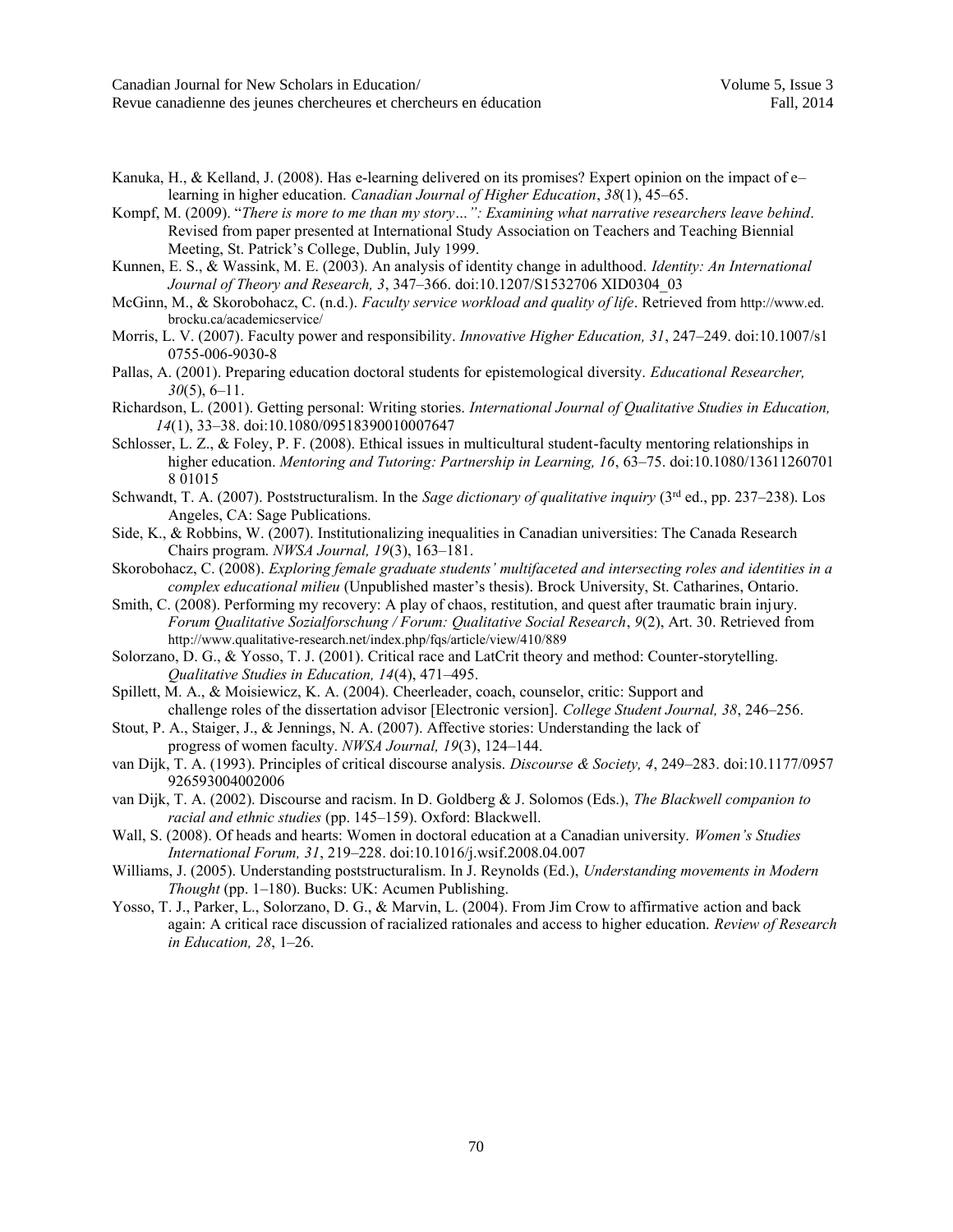Kanuka, H., & Kelland, J. (2008). Has e-learning delivered on its promises? Expert opinion on the impact of e–learning in higher education. *Canadian Journal of Higher Education*, *38*(1), 45–65.

Kompf, M. (2009). "*There is more to me than my story…": Examining what narrative researchers leave behind*. Revised from paper presented at International Study Association on Teachers and Teaching Biennial Meeting, St. Patrick's College, Dublin, July 1999.

Kunnen, E. S., & Wassink, M. E. (2003). An analysis of identity change in adulthood. *Identity: An International Journal of Theory and Research, 3*, 347–366. doi:10.1207/S1532706 XID0304_03

McGinn, M., & Skorobohacz, C. (n.d.). *Faculty service workload and quality of life*. Retrieved from http://www.ed.brocku.ca/academicservice/

Morris, L. V. (2007). Faculty power and responsibility. *Innovative Higher Education, 31*, 247–249. doi:10.1007/s10755-006-9030-8

Pallas, A. (2001). Preparing education doctoral students for epistemological diversity. *Educational Researcher, 30*(5), 6–11.

Richardson, L. (2001). Getting personal: Writing stories. *International Journal of Qualitative Studies in Education, 14*(1), 33–38. doi:10.1080/09518390010007647

Schlosser, L. Z., & Foley, P. F. (2008). Ethical issues in multicultural student-faculty mentoring relationships in higher education. *Mentoring and Tutoring: Partnership in Learning, 16*, 63–75. doi:10.1080/136112607018 01015

Schwandt, T. A. (2007). Poststructuralism. In the *Sage dictionary of qualitative inquiry* (3rd ed., pp. 237–238). Los Angeles, CA: Sage Publications.

Side, K., & Robbins, W. (2007). Institutionalizing inequalities in Canadian universities: The Canada Research Chairs program. *NWSA Journal, 19*(3), 163–181.

Skorobohacz, C. (2008). *Exploring female graduate students' multifaceted and intersecting roles and identities in a complex educational milieu* (Unpublished master's thesis). Brock University, St. Catharines, Ontario.

Smith, C. (2008). Performing my recovery: A play of chaos, restitution, and quest after traumatic brain injury. *Forum Qualitative Sozialforschung / Forum: Qualitative Social Research*, *9*(2), Art. 30. Retrieved from http://www.qualitative-research.net/index.php/fqs/article/view/410/889

Solorzano, D. G., & Yosso, T. J. (2001). Critical race and LatCrit theory and method: Counter-storytelling. *Qualitative Studies in Education, 14*(4), 471–495.

Spillett, M. A., & Moisiewicz, K. A. (2004). Cheerleader, coach, counselor, critic: Support and challenge roles of the dissertation advisor [Electronic version]. *College Student Journal, 38*, 246–256.

Stout, P. A., Staiger, J., & Jennings, N. A. (2007). Affective stories: Understanding the lack of progress of women faculty. *NWSA Journal, 19*(3), 124–144.

van Dijk, T. A. (1993). Principles of critical discourse analysis. *Discourse & Society, 4*, 249–283. doi:10.1177/0957926593004002006

van Dijk, T. A. (2002). Discourse and racism. In D. Goldberg & J. Solomos (Eds.), *The Blackwell companion to racial and ethnic studies* (pp. 145–159). Oxford: Blackwell.

Wall, S. (2008). Of heads and hearts: Women in doctoral education at a Canadian university. *Women's Studies International Forum, 31*, 219–228. doi:10.1016/j.wsif.2008.04.007

Williams, J. (2005). Understanding poststructuralism. In J. Reynolds (Ed.), *Understanding movements in Modern Thought* (pp. 1–180). Bucks: UK: Acumen Publishing.

Yosso, T. J., Parker, L., Solorzano, D. G., & Marvin, L. (2004). From Jim Crow to affirmative action and back again: A critical race discussion of racialized rationales and access to higher education. *Review of Research in Education, 28*, 1–26.